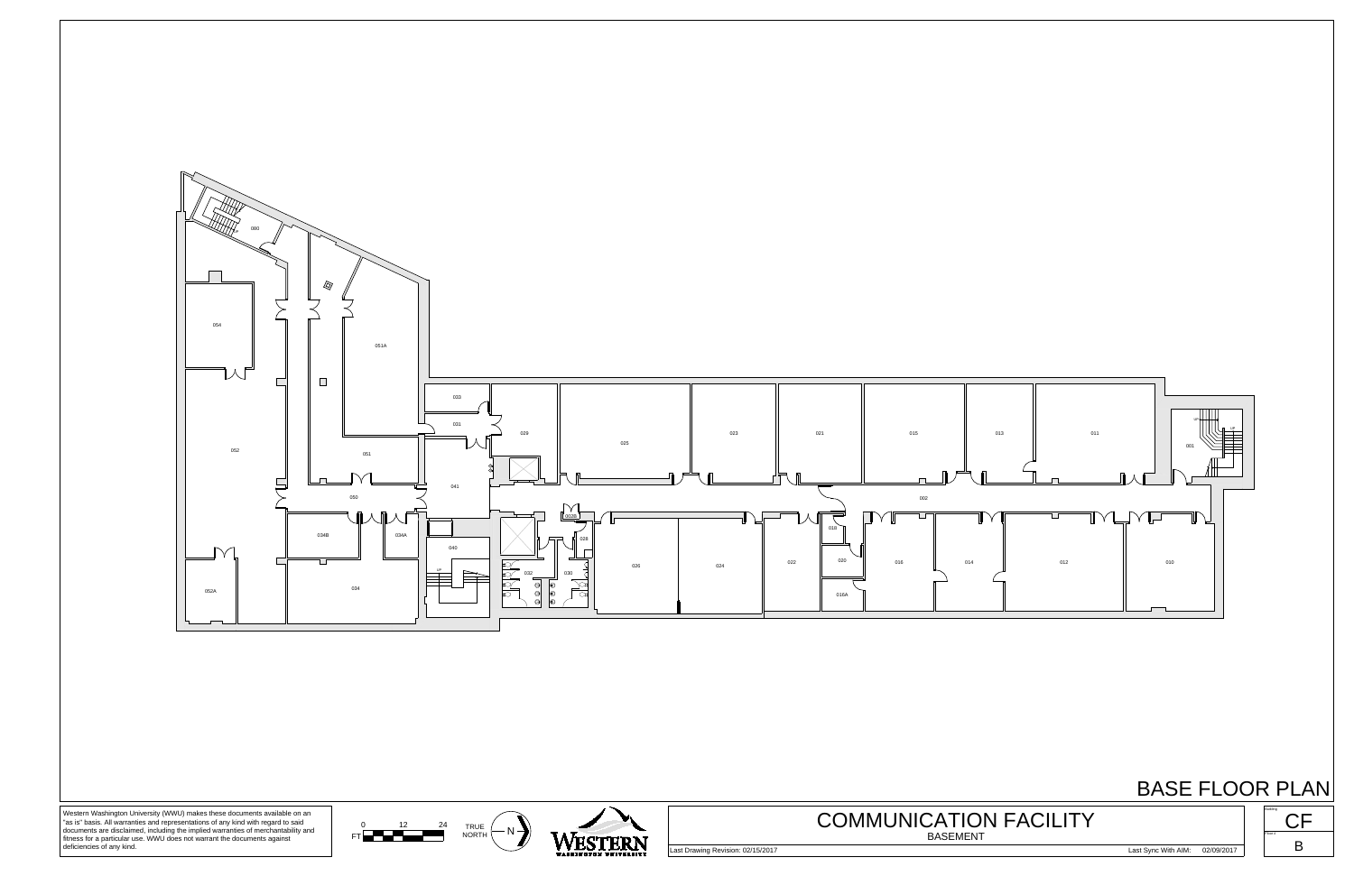# BASE FLOOR PLAN

000

054

051A

052

051

050

034B

034A

052A

034

003

001

029

025

023

021

015

013

011

001

041

002

040

026

024

022

018

020

016

014

012

010

016A

032

030

028

026B

Western Washington University (WWU) makes these documents available on an "as is" basis. All warranties and representations of any kind with regard to said documents are disclaimed, including the implied warranties of merchantability and fitness for a particular use. WWU does not warrant the documents against deficiencies of any kind.

0 12 24
FT

TRUE NORTH N

WESTERN WASHINGTON UNIVERSITY

# COMMUNICATION FACILITY

BASEMENT

Last Drawing Revision: 02/15/2017

Last Sync With AIM: 02/09/2017

Building: CF

Floor: B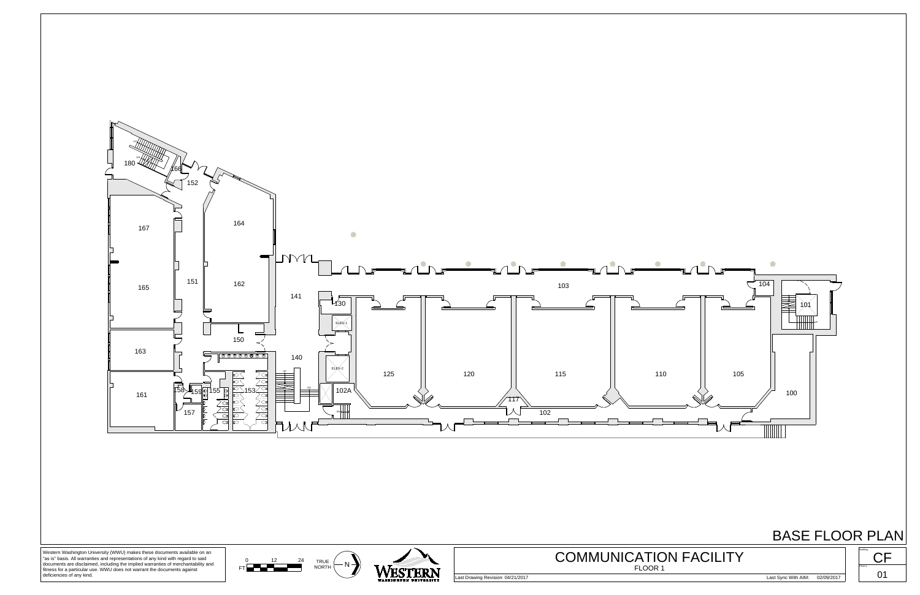# BASE FLOOR PLAN

180 166 152 167 164 165 151 162 141 103 104 101 130 ELEV-1 150 163 140 ELEV-2 125 120 115 110 105 161 158 159 155 153 102A 117 100 157 102

Western Washington University (WWU) makes these documents available on an "as is" basis. All warranties and representations of any kind with regard to said documents are disclaimed, including the implied warranties of merchantability and fitness for a particular use. WWU does not warrant the documents against deficiencies of any kind.

0 12 24 FT

TRUE NORTH N

WESTERN WASHINGTON UNIVERSITY

## COMMUNICATION FACILITY

FLOOR 1

Last Drawing Revision: 04/21/2017

Last Sync With AIM: 02/09/2017

Building: CF

Floor: 01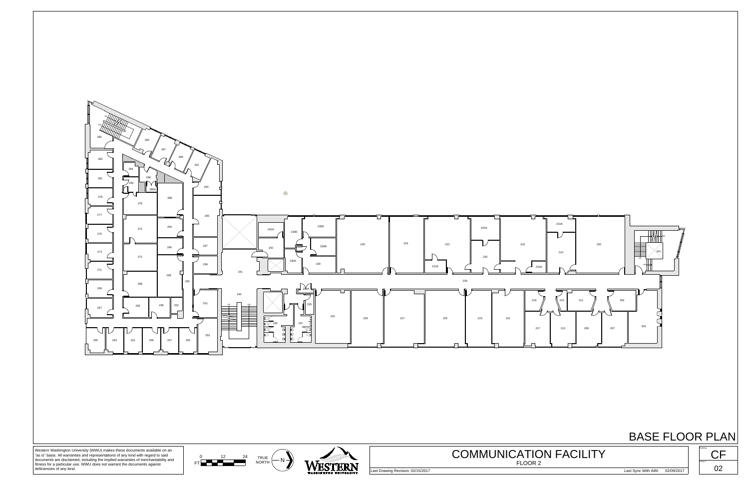# BASE FLOOR PLAN

Western Washington University (WWU) makes these documents available on an "as is" basis. All warranties and representations of any kind with regard to said documents are disclaimed, including the implied warranties of merchantability and fitness for a particular use. WWU does not warrant the documents against deficiencies of any kind.

FT 0 12 24

TRUE NORTH N

WESTERN WASHINGTON UNIVERSITY

# COMMUNICATION FACILITY

FLOOR 2

Last Drawing Revision: 02/15/2017

Last Sync With AIM: 02/09/2017

Building: CF

Floor: 02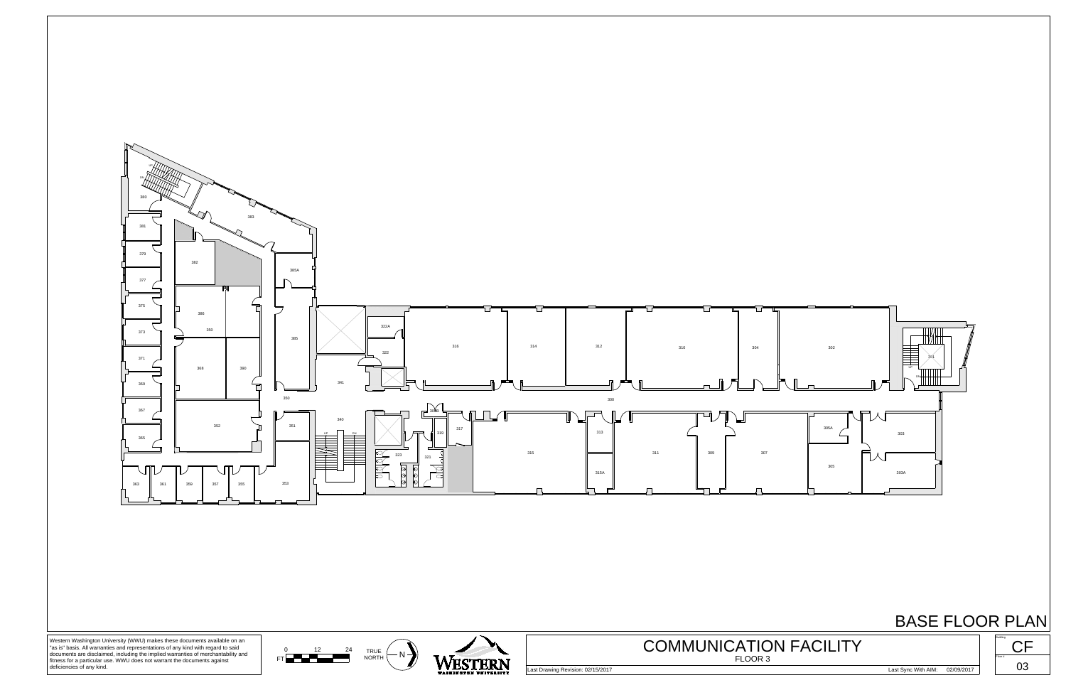# BASE FLOOR PLAN

Western Washington University (WWU) makes these documents available on an "as is" basis. All warranties and representations of any kind with regard to said documents are disclaimed, including the implied warranties of merchantability and fitness for a particular use. WWU does not warrant the documents against deficiencies of any kind.

FT 0 12 24

TRUE NORTH N

WESTERN WASHINGTON UNIVERSITY

## COMMUNICATION FACILITY

FLOOR 3

Last Drawing Revision: 02/15/2017

Last Sync With AIM: 02/09/2017

Building: CF

Floor: 03

300, 301, 302, 303, 303A, 304, 305, 305A, 307, 309, 310, 311, 312, 313, 314, 315, 315A, 316, 317, 319, 321, 322, 322A, 323, 340, 341, 350, 351, 352, 353, 355, 357, 359, 361, 363, 365, 367, 368, 369, 371, 373, 375, 377, 379, 380, 381, 382, 383, 385, 385A, 386, 390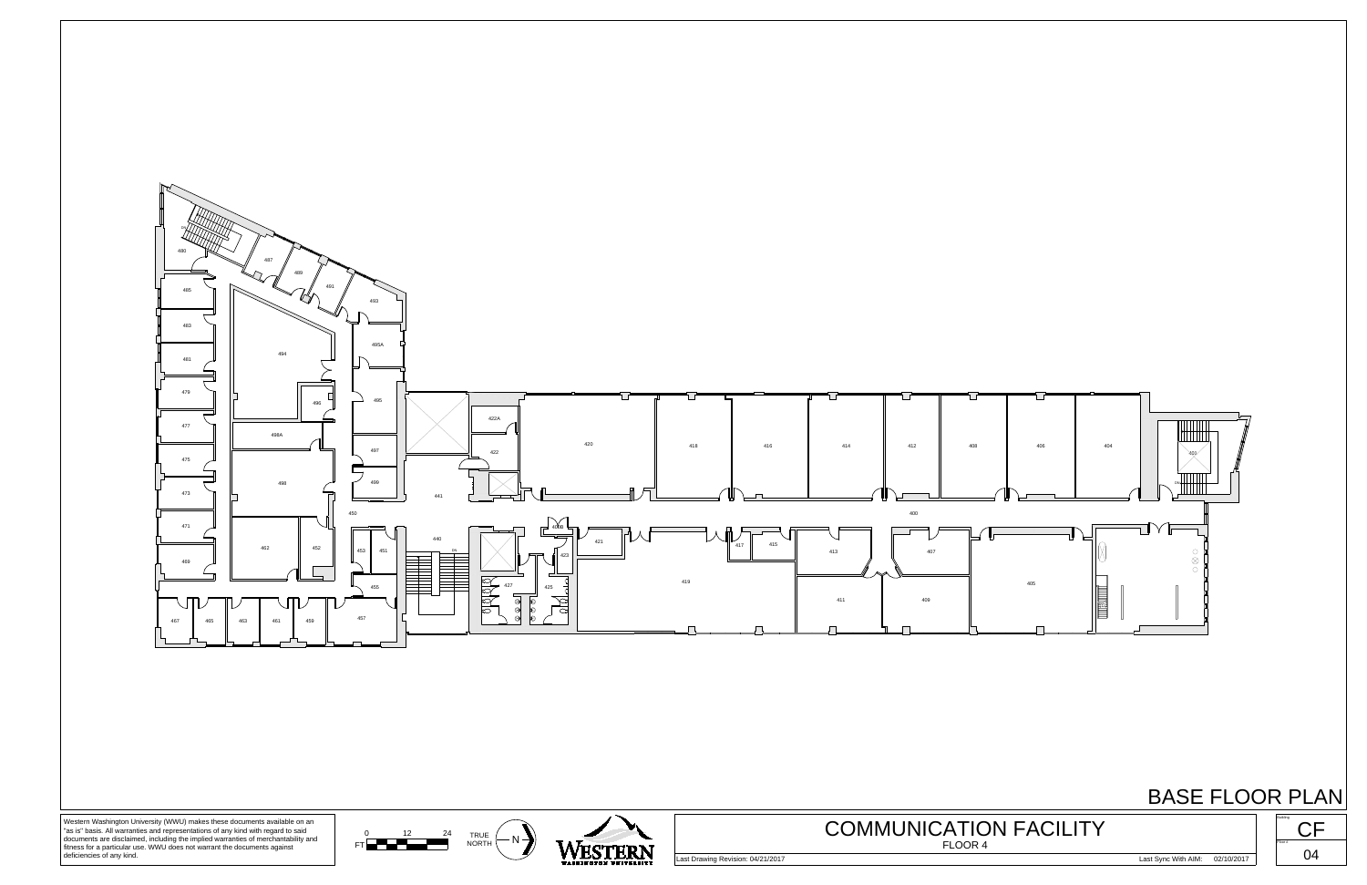# BASE FLOOR PLAN

400 401 404 405 406 407 408 409 411 412 413 414 415 416 417 418 419 420 421 422 422A 423 425 427 440 441 450 451 452 453 455 457 459 461 462 463 465 467 469 471 473 475 477 479 480 481 483 485 487 489 491 493 494 495 495A 496 497 498 498A 499

Western Washington University (WWU) makes these documents available on an "as is" basis. All warranties and representations of any kind with regard to said documents are disclaimed, including the implied warranties of merchantability and fitness for a particular use. WWU does not warrant the documents against deficiencies of any kind.

0 12 24
FT

TRUE NORTH N

WESTERN WASHINGTON UNIVERSITY

## COMMUNICATION FACILITY

FLOOR 4

Last Drawing Revision: 04/21/2017

Last Sync With AIM: 02/10/2017

Building: CF

Floor: 04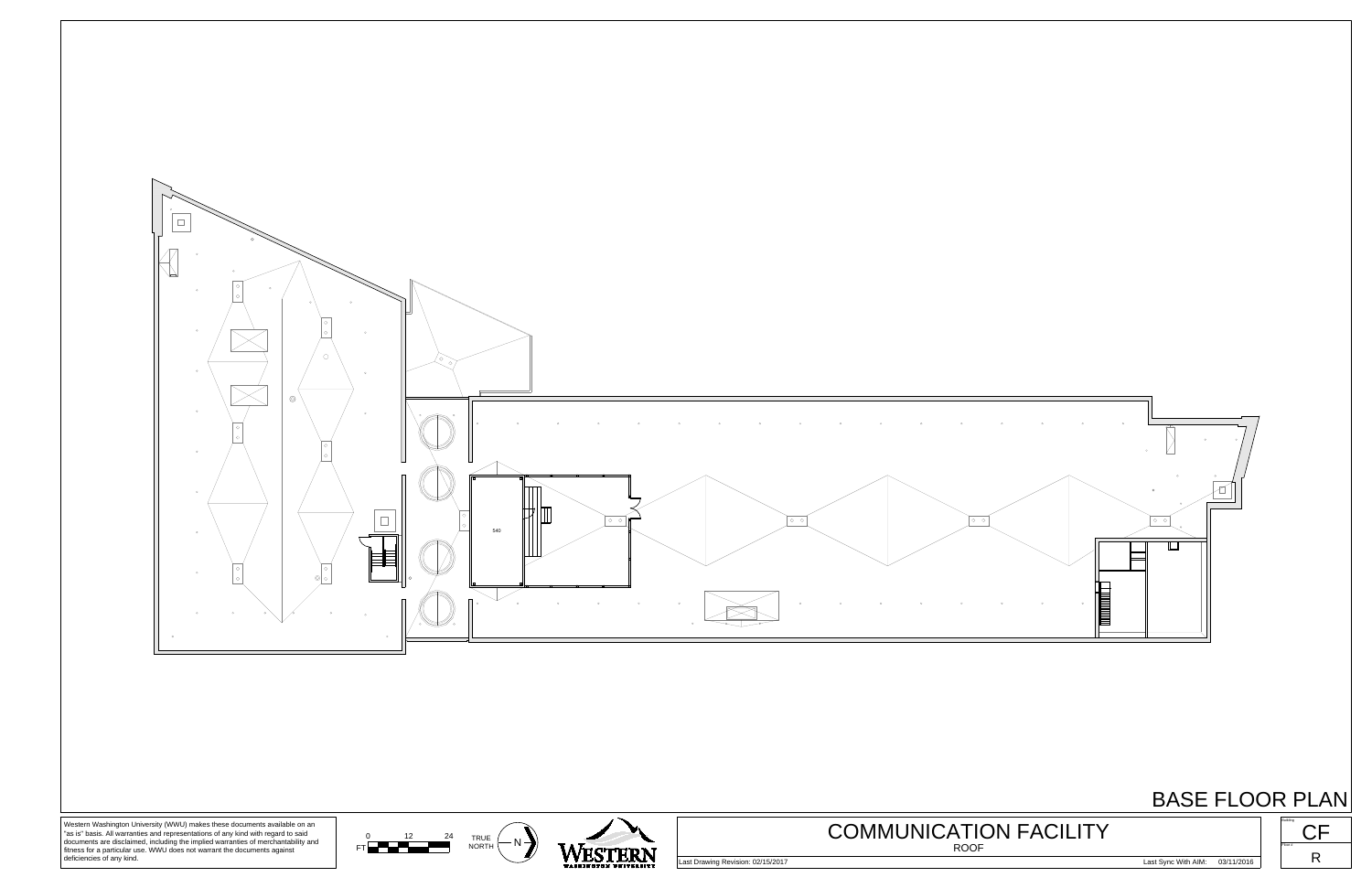540

BASE FLOOR PLAN

Western Washington University (WWU) makes these documents available on an "as is" basis. All warranties and representations of any kind with regard to said documents are disclaimed, including the implied warranties of merchantability and fitness for a particular use. WWU does not warrant the documents against deficiencies of any kind.

0 12 24
FT

TRUE NORTH
N

WESTERN
WASHINGTON UNIVERSITY

# COMMUNICATION FACILITY

ROOF

Last Drawing Revision: 02/15/2017

Last Sync With AIM: 03/11/2016

Building
CF

Floor #
R